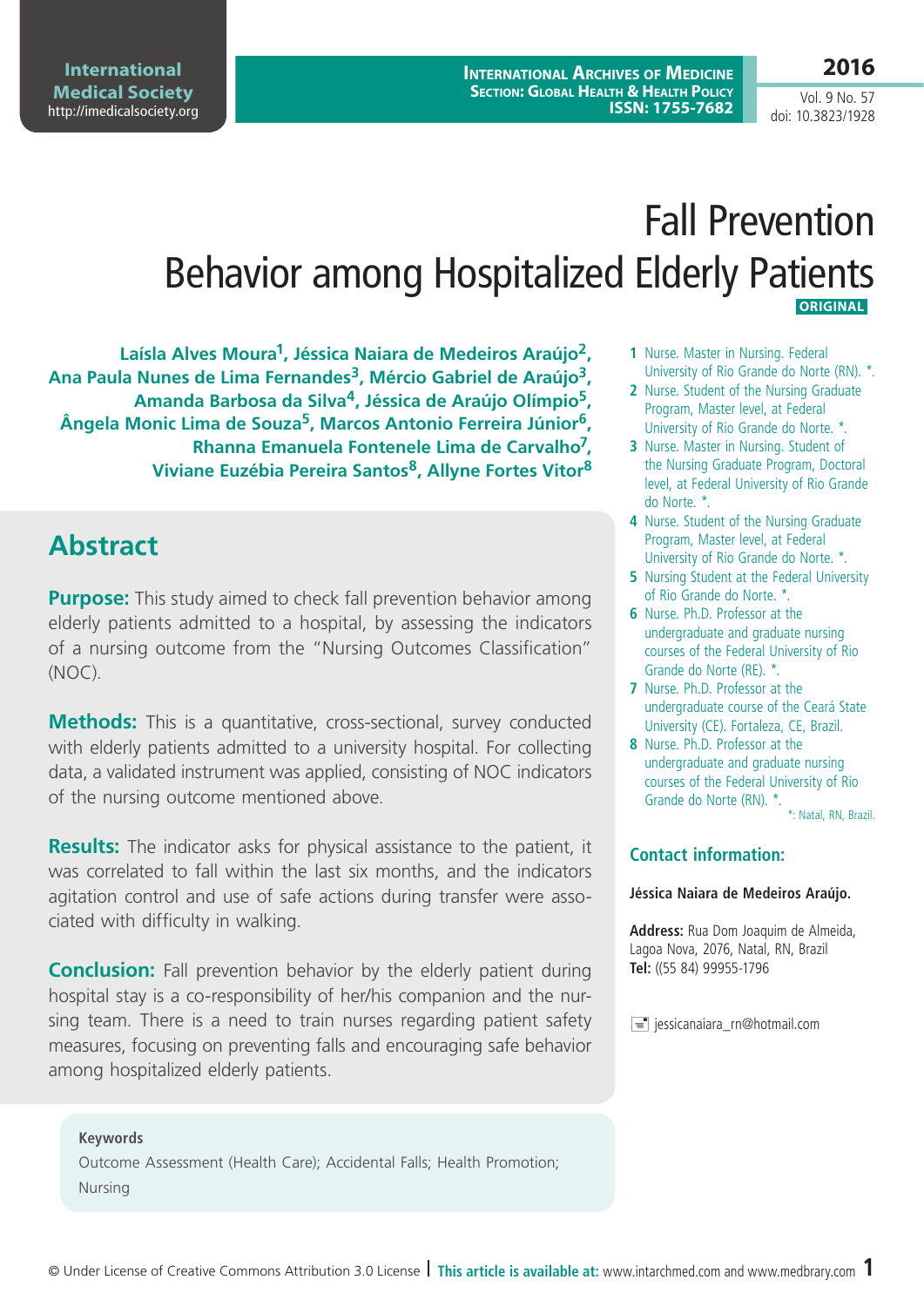# Fall Prevention Behavior among Hospitalized Elderly Patients

**ORIGINAL**

**Laísla Alves Moura[1], Jéssica Naiara de Medeiros Araújo[2], Ana Paula Nunes de Lima Fernandes[3], Mércio Gabriel de Araújo[3], Amanda Barbosa da Silva[4], Jéssica de Araújo Olímpio[5], Ângela Monic Lima de Souza[5], Marcos Antonio Ferreira Júnior[6], Rhanna Emanuela Fontenele Lima de Carvalho[7], Viviane Euzébia Pereira Santos[8], Allyne Fortes Vitor[8]**

1 Nurse. Master in Nursing. Federal University of Rio Grande do Norte (RN). *.
2 Nurse. Student of the Nursing Graduate Program, Master level, at Federal University of Rio Grande do Norte. *.
3 Nurse. Master in Nursing. Student of the Nursing Graduate Program, Doctoral level, at Federal University of Rio Grande do Norte. *.
4 Nurse. Student of the Nursing Graduate Program, Master level, at Federal University of Rio Grande do Norte. *.
5 Nursing Student at the Federal University of Rio Grande do Norte. *.
6 Nurse. Ph.D. Professor at the undergraduate and graduate nursing courses of the Federal University of Rio Grande do Norte (RE). *.
7 Nurse. Ph.D. Professor at the undergraduate course of the Ceará State University (CE). Fortaleza, CE, Brazil.
8 Nurse. Ph.D. Professor at the undergraduate and graduate nursing courses of the Federal University of Rio Grande do Norte (RN). *.

*: Natal, RN, Brazil.

### Contact information:

**Jéssica Naiara de Medeiros Araújo.**

**Address:** Rua Dom Joaquim de Almeida, Lagoa Nova, 2076, Natal, RN, Brazil
**Tel:** ((55 84) 99955-1796

jessicanaiara_rn@hotmail.com

## Abstract

**Purpose:** This study aimed to check fall prevention behavior among elderly patients admitted to a hospital, by assessing the indicators of a nursing outcome from the "Nursing Outcomes Classification" (NOC).

**Methods:** This is a quantitative, cross-sectional, survey conducted with elderly patients admitted to a university hospital. For collecting data, a validated instrument was applied, consisting of NOC indicators of the nursing outcome mentioned above.

**Results:** The indicator asks for physical assistance to the patient, it was correlated to fall within the last six months, and the indicators agitation control and use of safe actions during transfer were associated with difficulty in walking.

**Conclusion:** Fall prevention behavior by the elderly patient during hospital stay is a co-responsibility of her/his companion and the nursing team. There is a need to train nurses regarding patient safety measures, focusing on preventing falls and encouraging safe behavior among hospitalized elderly patients.

**Keywords**
Outcome Assessment (Health Care); Accidental Falls; Health Promotion; Nursing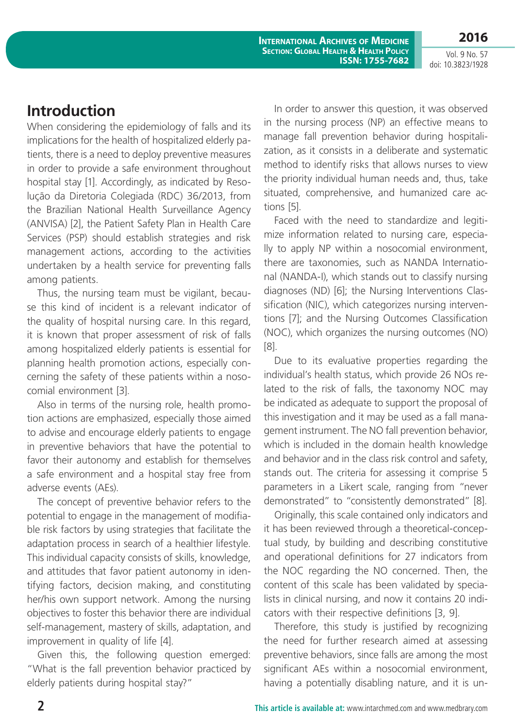## Introduction

When considering the epidemiology of falls and its implications for the health of hospitalized elderly patients, there is a need to deploy preventive measures in order to provide a safe environment throughout hospital stay [1]. Accordingly, as indicated by Resolução da Diretoria Colegiada (RDC) 36/2013, from the Brazilian National Health Surveillance Agency (ANVISA) [2], the Patient Safety Plan in Health Care Services (PSP) should establish strategies and risk management actions, according to the activities undertaken by a health service for preventing falls among patients.

Thus, the nursing team must be vigilant, because this kind of incident is a relevant indicator of the quality of hospital nursing care. In this regard, it is known that proper assessment of risk of falls among hospitalized elderly patients is essential for planning health promotion actions, especially concerning the safety of these patients within a nosocomial environment [3].

Also in terms of the nursing role, health promotion actions are emphasized, especially those aimed to advise and encourage elderly patients to engage in preventive behaviors that have the potential to favor their autonomy and establish for themselves a safe environment and a hospital stay free from adverse events (AEs).

The concept of preventive behavior refers to the potential to engage in the management of modifiable risk factors by using strategies that facilitate the adaptation process in search of a healthier lifestyle. This individual capacity consists of skills, knowledge, and attitudes that favor patient autonomy in identifying factors, decision making, and constituting her/his own support network. Among the nursing objectives to foster this behavior there are individual self-management, mastery of skills, adaptation, and improvement in quality of life [4].

Given this, the following question emerged: "What is the fall prevention behavior practiced by elderly patients during hospital stay?"

In order to answer this question, it was observed in the nursing process (NP) an effective means to manage fall prevention behavior during hospitalization, as it consists in a deliberate and systematic method to identify risks that allows nurses to view the priority individual human needs and, thus, take situated, comprehensive, and humanized care actions [5].

Faced with the need to standardize and legitimize information related to nursing care, especially to apply NP within a nosocomial environment, there are taxonomies, such as NANDA International (NANDA-I), which stands out to classify nursing diagnoses (ND) [6]; the Nursing Interventions Classification (NIC), which categorizes nursing interventions [7]; and the Nursing Outcomes Classification (NOC), which organizes the nursing outcomes (NO) [8].

Due to its evaluative properties regarding the individual's health status, which provide 26 NOs related to the risk of falls, the taxonomy NOC may be indicated as adequate to support the proposal of this investigation and it may be used as a fall management instrument. The NO fall prevention behavior, which is included in the domain health knowledge and behavior and in the class risk control and safety, stands out. The criteria for assessing it comprise 5 parameters in a Likert scale, ranging from "never demonstrated" to "consistently demonstrated" [8].

Originally, this scale contained only indicators and it has been reviewed through a theoretical-conceptual study, by building and describing constitutive and operational definitions for 27 indicators from the NOC regarding the NO concerned. Then, the content of this scale has been validated by specialists in clinical nursing, and now it contains 20 indicators with their respective definitions [3, 9].

Therefore, this study is justified by recognizing the need for further research aimed at assessing preventive behaviors, since falls are among the most significant AEs within a nosocomial environment, having a potentially disabling nature, and it is un-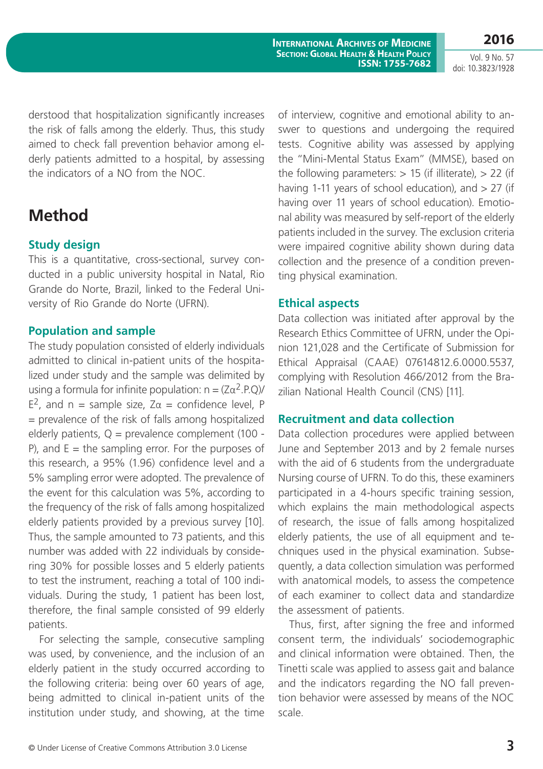derstood that hospitalization significantly increases the risk of falls among the elderly. Thus, this study aimed to check fall prevention behavior among elderly patients admitted to a hospital, by assessing the indicators of a NO from the NOC.

## Method

### Study design

This is a quantitative, cross-sectional, survey conducted in a public university hospital in Natal, Rio Grande do Norte, Brazil, linked to the Federal University of Rio Grande do Norte (UFRN).

### Population and sample

The study population consisted of elderly individuals admitted to clinical in-patient units of the hospitalized under study and the sample was delimited by using a formula for infinite population: $n = (Z\alpha^2.P.Q)/E^2$, and n = sample size, $Z\alpha$ = confidence level, P = prevalence of the risk of falls among hospitalized elderly patients, Q = prevalence complement (100 - P), and E = the sampling error. For the purposes of this research, a 95% (1.96) confidence level and a 5% sampling error were adopted. The prevalence of the event for this calculation was 5%, according to the frequency of the risk of falls among hospitalized elderly patients provided by a previous survey [10]. Thus, the sample amounted to 73 patients, and this number was added with 22 individuals by considering 30% for possible losses and 5 elderly patients to test the instrument, reaching a total of 100 individuals. During the study, 1 patient has been lost, therefore, the final sample consisted of 99 elderly patients.

For selecting the sample, consecutive sampling was used, by convenience, and the inclusion of an elderly patient in the study occurred according to the following criteria: being over 60 years of age, being admitted to clinical in-patient units of the institution under study, and showing, at the time of interview, cognitive and emotional ability to answer to questions and undergoing the required tests. Cognitive ability was assessed by applying the "Mini-Mental Status Exam" (MMSE), based on the following parameters: > 15 (if illiterate), > 22 (if having 1-11 years of school education), and > 27 (if having over 11 years of school education). Emotional ability was measured by self-report of the elderly patients included in the survey. The exclusion criteria were impaired cognitive ability shown during data collection and the presence of a condition preventing physical examination.

### Ethical aspects

Data collection was initiated after approval by the Research Ethics Committee of UFRN, under the Opinion 121,028 and the Certificate of Submission for Ethical Appraisal (CAAE) 07614812.6.0000.5537, complying with Resolution 466/2012 from the Brazilian National Health Council (CNS) [11].

### Recruitment and data collection

Data collection procedures were applied between June and September 2013 and by 2 female nurses with the aid of 6 students from the undergraduate Nursing course of UFRN. To do this, these examiners participated in a 4-hours specific training session, which explains the main methodological aspects of research, the issue of falls among hospitalized elderly patients, the use of all equipment and techniques used in the physical examination. Subsequently, a data collection simulation was performed with anatomical models, to assess the competence of each examiner to collect data and standardize the assessment of patients.

Thus, first, after signing the free and informed consent term, the individuals' sociodemographic and clinical information were obtained. Then, the Tinetti scale was applied to assess gait and balance and the indicators regarding the NO fall prevention behavior were assessed by means of the NOC scale.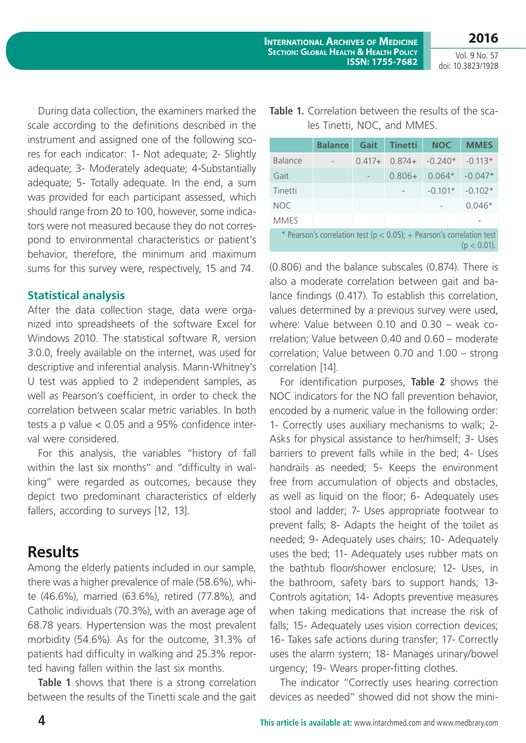During data collection, the examiners marked the scale according to the definitions described in the instrument and assigned one of the following scores for each indicator: 1- Not adequate; 2- Slightly adequate; 3- Moderately adequate; 4-Substantially adequate; 5- Totally adequate. In the end, a sum was provided for each participant assessed, which should range from 20 to 100, however, some indicators were not measured because they do not correspond to environmental characteristics or patient's behavior, therefore, the minimum and maximum sums for this survey were, respectively, 15 and 74.

### Statistical analysis

After the data collection stage, data were organized into spreadsheets of the software Excel for Windows 2010. The statistical software R, version 3.0.0, freely available on the internet, was used for descriptive and inferential analysis. Mann-Whitney's U test was applied to 2 independent samples, as well as Pearson's coefficient, in order to check the correlation between scalar metric variables. In both tests a p value < 0.05 and a 95% confidence interval were considered.

For this analysis, the variables "history of fall within the last six months" and "difficulty in walking" were regarded as outcomes, because they depict two predominant characteristics of elderly fallers, according to surveys [12, 13].

## Results

Among the elderly patients included in our sample, there was a higher prevalence of male (58.6%), white (46.6%), married (63.6%), retired (77.8%), and Catholic individuals (70.3%), with an average age of 68.78 years. Hypertension was the most prevalent morbidity (54.6%). As for the outcome, 31.3% of patients had difficulty in walking and 25.3% reported having fallen within the last six months.

**Table 1** shows that there is a strong correlation between the results of the Tinetti scale and the gait (0.806) and the balance subscales (0.874). There is also a moderate correlation between gait and balance findings (0.417). To establish this correlation, values determined by a previous survey were used, where: Value between 0.10 and 0.30 – weak correlation; Value between 0.40 and 0.60 – moderate correlation; Value between 0.70 and 1.00 – strong correlation [14].

**Table 1.** Correlation between the results of the scales Tinetti, NOC, and MMES.

| | Balance | Gait | Tinetti | NOC | MMES |
|---|---|---|---|---|---|
| Balance | - | 0.417+ | 0.874+ | -0.240* | -0.113* |
| Gait | | - | 0.806+ | 0.064* | -0.047* |
| Tinetti | | | - | -0.101* | -0.102* |
| NOC | | | | - | 0.046* |
| MMES | | | | | - |

* Pearson's correlation test ($p < 0.05$); + Pearson's correlation test ($p < 0.01$).

For identification purposes, **Table 2** shows the NOC indicators for the NO fall prevention behavior, encoded by a numeric value in the following order: 1- Correctly uses auxiliary mechanisms to walk; 2- Asks for physical assistance to her/himself; 3- Uses barriers to prevent falls while in the bed; 4- Uses handrails as needed; 5- Keeps the environment free from accumulation of objects and obstacles, as well as liquid on the floor; 6- Adequately uses stool and ladder; 7- Uses appropriate footwear to prevent falls; 8- Adapts the height of the toilet as needed; 9- Adequately uses chairs; 10- Adequately uses the bed; 11- Adequately uses rubber mats on the bathtub floor/shower enclosure; 12- Uses, in the bathroom, safety bars to support hands; 13- Controls agitation; 14- Adopts preventive measures when taking medications that increase the risk of falls; 15- Adequately uses vision correction devices; 16- Takes safe actions during transfer; 17- Correctly uses the alarm system; 18- Manages urinary/bowel urgency; 19- Wears proper-fitting clothes.

The indicator "Correctly uses hearing correction devices as needed" showed did not show the mini-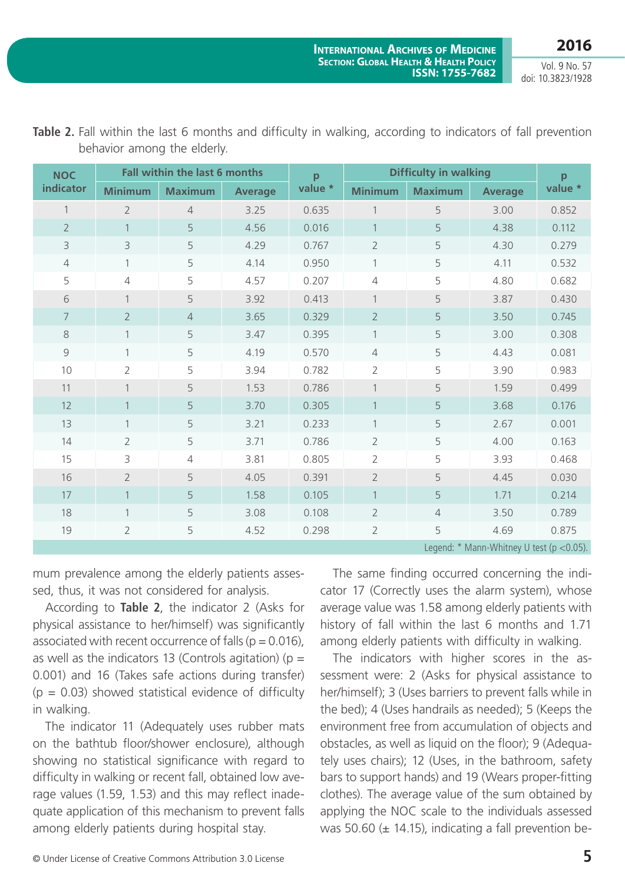**Table 2.** Fall within the last 6 months and difficulty in walking, according to indicators of fall prevention behavior among the elderly.

| NOC indicator | Fall within the last 6 months | | | p value * | Difficulty in walking | | | p value * |
|---|---|---|---|---|---|---|---|---|
| | Minimum | Maximum | Average | | Minimum | Maximum | Average | |
| 1 | 2 | 4 | 3.25 | 0.635 | 1 | 5 | 3.00 | 0.852 |
| 2 | 1 | 5 | 4.56 | 0.016 | 1 | 5 | 4.38 | 0.112 |
| 3 | 3 | 5 | 4.29 | 0.767 | 2 | 5 | 4.30 | 0.279 |
| 4 | 1 | 5 | 4.14 | 0.950 | 1 | 5 | 4.11 | 0.532 |
| 5 | 4 | 5 | 4.57 | 0.207 | 4 | 5 | 4.80 | 0.682 |
| 6 | 1 | 5 | 3.92 | 0.413 | 1 | 5 | 3.87 | 0.430 |
| 7 | 2 | 4 | 3.65 | 0.329 | 2 | 5 | 3.50 | 0.745 |
| 8 | 1 | 5 | 3.47 | 0.395 | 1 | 5 | 3.00 | 0.308 |
| 9 | 1 | 5 | 4.19 | 0.570 | 4 | 5 | 4.43 | 0.081 |
| 10 | 2 | 5 | 3.94 | 0.782 | 2 | 5 | 3.90 | 0.983 |
| 11 | 1 | 5 | 1.53 | 0.786 | 1 | 5 | 1.59 | 0.499 |
| 12 | 1 | 5 | 3.70 | 0.305 | 1 | 5 | 3.68 | 0.176 |
| 13 | 1 | 5 | 3.21 | 0.233 | 1 | 5 | 2.67 | 0.001 |
| 14 | 2 | 5 | 3.71 | 0.786 | 2 | 5 | 4.00 | 0.163 |
| 15 | 3 | 4 | 3.81 | 0.805 | 2 | 5 | 3.93 | 0.468 |
| 16 | 2 | 5 | 4.05 | 0.391 | 2 | 5 | 4.45 | 0.030 |
| 17 | 1 | 5 | 1.58 | 0.105 | 1 | 5 | 1.71 | 0.214 |
| 18 | 1 | 5 | 3.08 | 0.108 | 2 | 4 | 3.50 | 0.789 |
| 19 | 2 | 5 | 4.52 | 0.298 | 2 | 5 | 4.69 | 0.875 |

Legend: * Mann-Whitney U test ($p < 0.05$).

mum prevalence among the elderly patients assessed, thus, it was not considered for analysis.

According to **Table 2**, the indicator 2 (Asks for physical assistance to her/himself) was significantly associated with recent occurrence of falls ($p = 0.016$), as well as the indicators 13 (Controls agitation) ($p = 0.001$) and 16 (Takes safe actions during transfer) ($p = 0.03$) showed statistical evidence of difficulty in walking.

The indicator 11 (Adequately uses rubber mats on the bathtub floor/shower enclosure), although showing no statistical significance with regard to difficulty in walking or recent fall, obtained low average values (1.59, 1.53) and this may reflect inadequate application of this mechanism to prevent falls among elderly patients during hospital stay.

The same finding occurred concerning the indicator 17 (Correctly uses the alarm system), whose average value was 1.58 among elderly patients with history of fall within the last 6 months and 1.71 among elderly patients with difficulty in walking.

The indicators with higher scores in the assessment were: 2 (Asks for physical assistance to her/himself); 3 (Uses barriers to prevent falls while in the bed); 4 (Uses handrails as needed); 5 (Keeps the environment free from accumulation of objects and obstacles, as well as liquid on the floor); 9 (Adequately uses chairs); 12 (Uses, in the bathroom, safety bars to support hands) and 19 (Wears proper-fitting clothes). The average value of the sum obtained by applying the NOC scale to the individuals assessed was 50.60 (± 14.15), indicating a fall prevention be-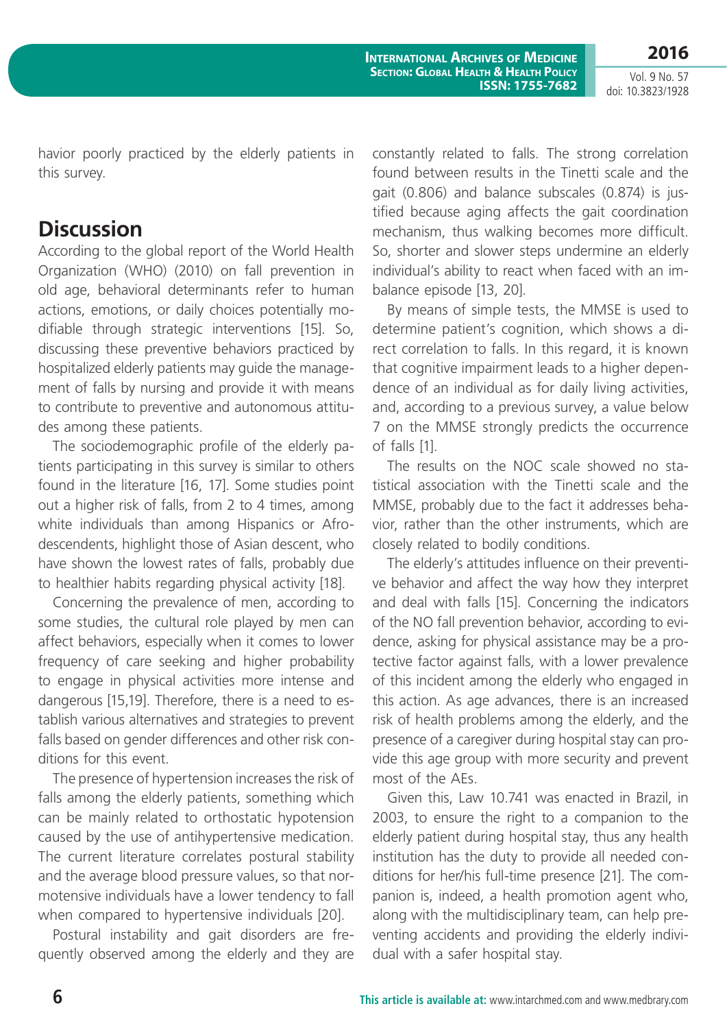havior poorly practiced by the elderly patients in this survey.

## Discussion

According to the global report of the World Health Organization (WHO) (2010) on fall prevention in old age, behavioral determinants refer to human actions, emotions, or daily choices potentially modifiable through strategic interventions [15]. So, discussing these preventive behaviors practiced by hospitalized elderly patients may guide the management of falls by nursing and provide it with means to contribute to preventive and autonomous attitudes among these patients.

The sociodemographic profile of the elderly patients participating in this survey is similar to others found in the literature [16, 17]. Some studies point out a higher risk of falls, from 2 to 4 times, among white individuals than among Hispanics or Afro-descendents, highlight those of Asian descent, who have shown the lowest rates of falls, probably due to healthier habits regarding physical activity [18].

Concerning the prevalence of men, according to some studies, the cultural role played by men can affect behaviors, especially when it comes to lower frequency of care seeking and higher probability to engage in physical activities more intense and dangerous [15,19]. Therefore, there is a need to establish various alternatives and strategies to prevent falls based on gender differences and other risk conditions for this event.

The presence of hypertension increases the risk of falls among the elderly patients, something which can be mainly related to orthostatic hypotension caused by the use of antihypertensive medication. The current literature correlates postural stability and the average blood pressure values, so that normotensive individuals have a lower tendency to fall when compared to hypertensive individuals [20].

Postural instability and gait disorders are frequently observed among the elderly and they are constantly related to falls. The strong correlation found between results in the Tinetti scale and the gait (0.806) and balance subscales (0.874) is justified because aging affects the gait coordination mechanism, thus walking becomes more difficult. So, shorter and slower steps undermine an elderly individual's ability to react when faced with an imbalance episode [13, 20].

By means of simple tests, the MMSE is used to determine patient's cognition, which shows a direct correlation to falls. In this regard, it is known that cognitive impairment leads to a higher dependence of an individual as for daily living activities, and, according to a previous survey, a value below 7 on the MMSE strongly predicts the occurrence of falls [1].

The results on the NOC scale showed no statistical association with the Tinetti scale and the MMSE, probably due to the fact it addresses behavior, rather than the other instruments, which are closely related to bodily conditions.

The elderly's attitudes influence on their preventive behavior and affect the way how they interpret and deal with falls [15]. Concerning the indicators of the NO fall prevention behavior, according to evidence, asking for physical assistance may be a protective factor against falls, with a lower prevalence of this incident among the elderly who engaged in this action. As age advances, there is an increased risk of health problems among the elderly, and the presence of a caregiver during hospital stay can provide this age group with more security and prevent most of the AEs.

Given this, Law 10.741 was enacted in Brazil, in 2003, to ensure the right to a companion to the elderly patient during hospital stay, thus any health institution has the duty to provide all needed conditions for her/his full-time presence [21]. The companion is, indeed, a health promotion agent who, along with the multidisciplinary team, can help preventing accidents and providing the elderly individual with a safer hospital stay.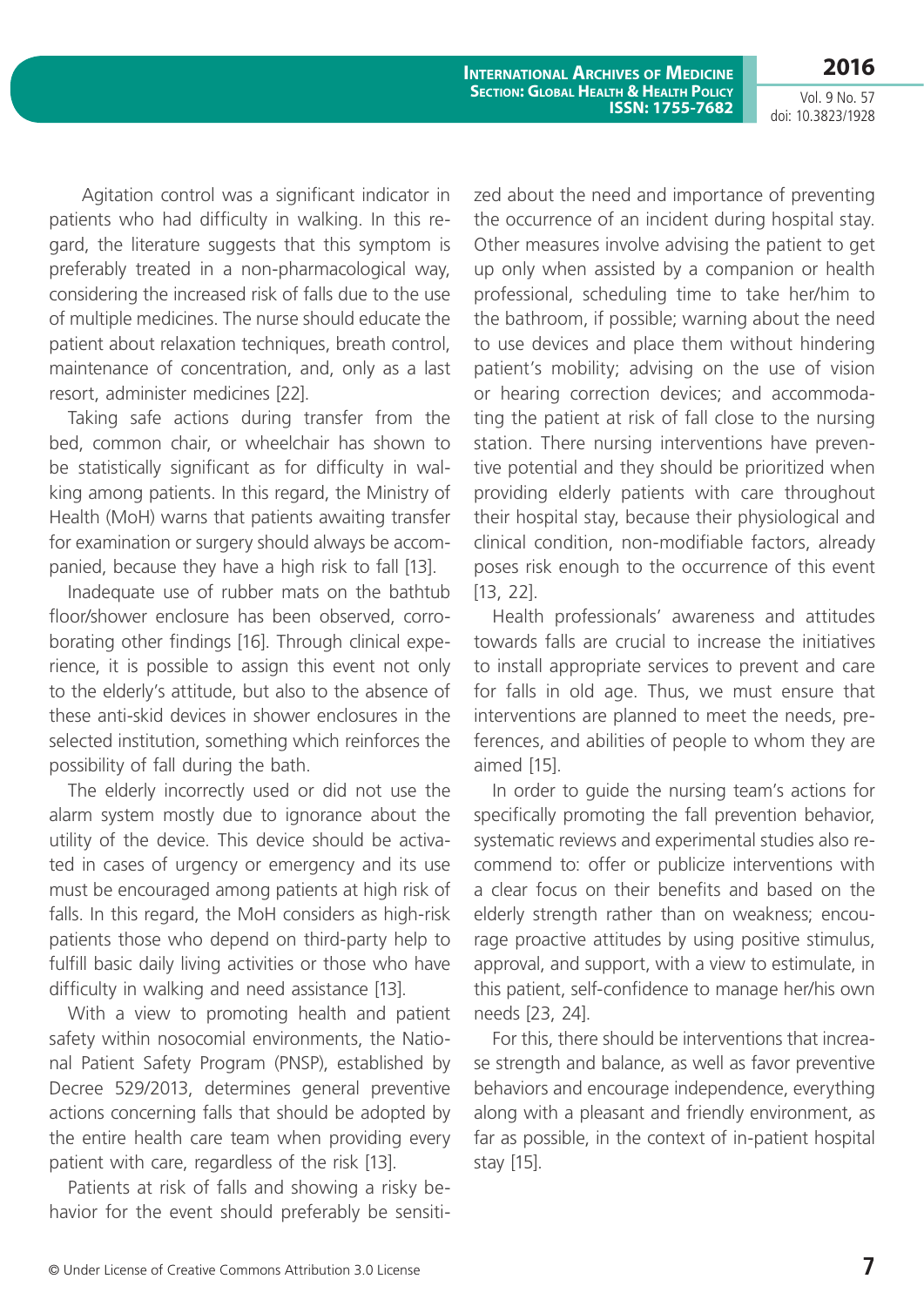Agitation control was a significant indicator in patients who had difficulty in walking. In this regard, the literature suggests that this symptom is preferably treated in a non-pharmacological way, considering the increased risk of falls due to the use of multiple medicines. The nurse should educate the patient about relaxation techniques, breath control, maintenance of concentration, and, only as a last resort, administer medicines [22].

Taking safe actions during transfer from the bed, common chair, or wheelchair has shown to be statistically significant as for difficulty in walking among patients. In this regard, the Ministry of Health (MoH) warns that patients awaiting transfer for examination or surgery should always be accompanied, because they have a high risk to fall [13].

Inadequate use of rubber mats on the bathtub floor/shower enclosure has been observed, corroborating other findings [16]. Through clinical experience, it is possible to assign this event not only to the elderly's attitude, but also to the absence of these anti-skid devices in shower enclosures in the selected institution, something which reinforces the possibility of fall during the bath.

The elderly incorrectly used or did not use the alarm system mostly due to ignorance about the utility of the device. This device should be activated in cases of urgency or emergency and its use must be encouraged among patients at high risk of falls. In this regard, the MoH considers as high-risk patients those who depend on third-party help to fulfill basic daily living activities or those who have difficulty in walking and need assistance [13].

With a view to promoting health and patient safety within nosocomial environments, the National Patient Safety Program (PNSP), established by Decree 529/2013, determines general preventive actions concerning falls that should be adopted by the entire health care team when providing every patient with care, regardless of the risk [13].

Patients at risk of falls and showing a risky behavior for the event should preferably be sensitized about the need and importance of preventing the occurrence of an incident during hospital stay. Other measures involve advising the patient to get up only when assisted by a companion or health professional, scheduling time to take her/him to the bathroom, if possible; warning about the need to use devices and place them without hindering patient's mobility; advising on the use of vision or hearing correction devices; and accommodating the patient at risk of fall close to the nursing station. There nursing interventions have preventive potential and they should be prioritized when providing elderly patients with care throughout their hospital stay, because their physiological and clinical condition, non-modifiable factors, already poses risk enough to the occurrence of this event [13, 22].

Health professionals' awareness and attitudes towards falls are crucial to increase the initiatives to install appropriate services to prevent and care for falls in old age. Thus, we must ensure that interventions are planned to meet the needs, preferences, and abilities of people to whom they are aimed [15].

In order to guide the nursing team's actions for specifically promoting the fall prevention behavior, systematic reviews and experimental studies also recommend to: offer or publicize interventions with a clear focus on their benefits and based on the elderly strength rather than on weakness; encourage proactive attitudes by using positive stimulus, approval, and support, with a view to estimulate, in this patient, self-confidence to manage her/his own needs [23, 24].

For this, there should be interventions that increase strength and balance, as well as favor preventive behaviors and encourage independence, everything along with a pleasant and friendly environment, as far as possible, in the context of in-patient hospital stay [15].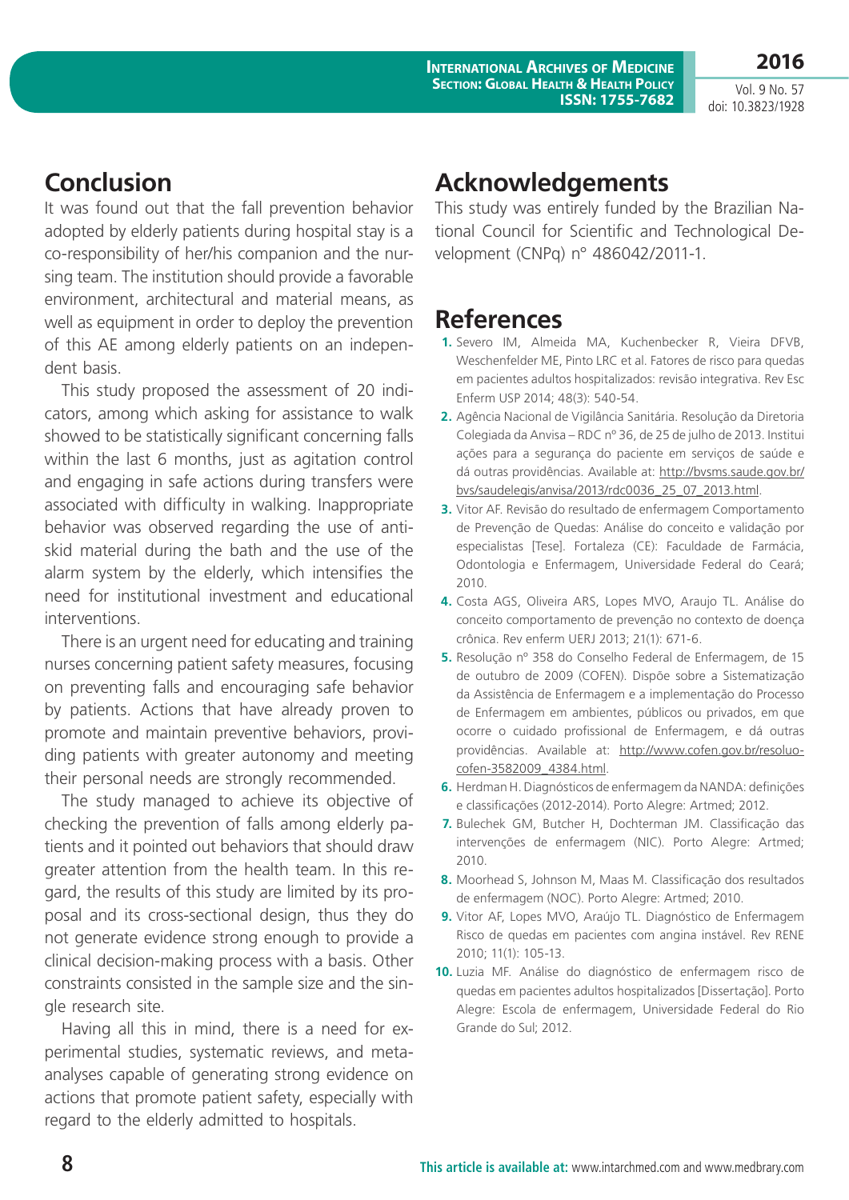## Conclusion

It was found out that the fall prevention behavior adopted by elderly patients during hospital stay is a co-responsibility of her/his companion and the nursing team. The institution should provide a favorable environment, architectural and material means, as well as equipment in order to deploy the prevention of this AE among elderly patients on an independent basis.

This study proposed the assessment of 20 indicators, among which asking for assistance to walk showed to be statistically significant concerning falls within the last 6 months, just as agitation control and engaging in safe actions during transfers were associated with difficulty in walking. Inappropriate behavior was observed regarding the use of anti-skid material during the bath and the use of the alarm system by the elderly, which intensifies the need for institutional investment and educational interventions.

There is an urgent need for educating and training nurses concerning patient safety measures, focusing on preventing falls and encouraging safe behavior by patients. Actions that have already proven to promote and maintain preventive behaviors, providing patients with greater autonomy and meeting their personal needs are strongly recommended.

The study managed to achieve its objective of checking the prevention of falls among elderly patients and it pointed out behaviors that should draw greater attention from the health team. In this regard, the results of this study are limited by its proposal and its cross-sectional design, thus they do not generate evidence strong enough to provide a clinical decision-making process with a basis. Other constraints consisted in the sample size and the single research site.

Having all this in mind, there is a need for experimental studies, systematic reviews, and meta-analyses capable of generating strong evidence on actions that promote patient safety, especially with regard to the elderly admitted to hospitals.

## Acknowledgements

This study was entirely funded by the Brazilian National Council for Scientific and Technological Development (CNPq) n° 486042/2011-1.

## References

1. Severo IM, Almeida MA, Kuchenbecker R, Vieira DFVB, Weschenfelder ME, Pinto LRC et al. Fatores de risco para quedas em pacientes adultos hospitalizados: revisão integrativa. Rev Esc Enferm USP 2014; 48(3): 540-54.
2. Agência Nacional de Vigilância Sanitária. Resolução da Diretoria Colegiada da Anvisa – RDC nº 36, de 25 de julho de 2013. Institui ações para a segurança do paciente em serviços de saúde e dá outras providências. Available at: http://bvsms.saude.gov.br/bvs/saudelegis/anvisa/2013/rdc0036_25_07_2013.html.
3. Vitor AF. Revisão do resultado de enfermagem Comportamento de Prevenção de Quedas: Análise do conceito e validação por especialistas [Tese]. Fortaleza (CE): Faculdade de Farmácia, Odontologia e Enfermagem, Universidade Federal do Ceará; 2010.
4. Costa AGS, Oliveira ARS, Lopes MVO, Araujo TL. Análise do conceito comportamento de prevenção no contexto de doença crônica. Rev enferm UERJ 2013; 21(1): 671-6.
5. Resolução nº 358 do Conselho Federal de Enfermagem, de 15 de outubro de 2009 (COFEN). Dispõe sobre a Sistematização da Assistência de Enfermagem e a implementação do Processo de Enfermagem em ambientes, públicos ou privados, em que ocorre o cuidado profissional de Enfermagem, e dá outras providências. Available at: http://www.cofen.gov.br/resoluo-cofen-3582009_4384.html.
6. Herdman H. Diagnósticos de enfermagem da NANDA: definições e classificações (2012-2014). Porto Alegre: Artmed; 2012.
7. Bulechek GM, Butcher H, Dochterman JM. Classificação das intervenções de enfermagem (NIC). Porto Alegre: Artmed; 2010.
8. Moorhead S, Johnson M, Maas M. Classificação dos resultados de enfermagem (NOC). Porto Alegre: Artmed; 2010.
9. Vitor AF, Lopes MVO, Araújo TL. Diagnóstico de Enfermagem Risco de quedas em pacientes com angina instável. Rev RENE 2010; 11(1): 105-13.
10. Luzia MF. Análise do diagnóstico de enfermagem risco de quedas em pacientes adultos hospitalizados [Dissertação]. Porto Alegre: Escola de enfermagem, Universidade Federal do Rio Grande do Sul; 2012.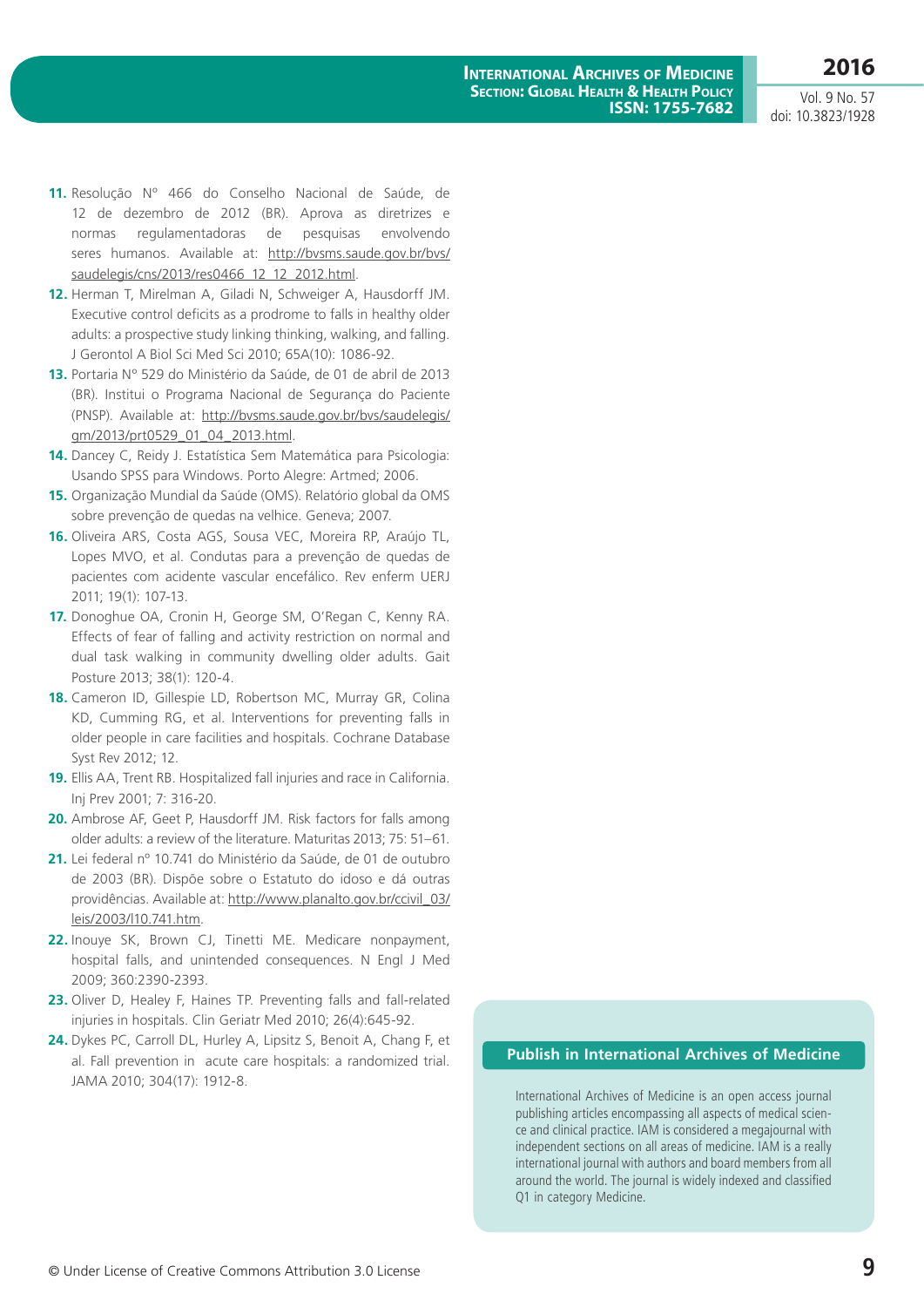11. Resolução Nº 466 do Conselho Nacional de Saúde, de 12 de dezembro de 2012 (BR). Aprova as diretrizes e normas regulamentadoras de pesquisas envolvendo seres humanos. Available at: http://bvsms.saude.gov.br/bvs/saudelegis/cns/2013/res0466_12_12_2012.html.
12. Herman T, Mirelman A, Giladi N, Schweiger A, Hausdorff JM. Executive control deficits as a prodrome to falls in healthy older adults: a prospective study linking thinking, walking, and falling. J Gerontol A Biol Sci Med Sci 2010; 65A(10): 1086-92.
13. Portaria Nº 529 do Ministério da Saúde, de 01 de abril de 2013 (BR). Institui o Programa Nacional de Segurança do Paciente (PNSP). Available at: http://bvsms.saude.gov.br/bvs/saudelegis/gm/2013/prt0529_01_04_2013.html.
14. Dancey C, Reidy J. Estatística Sem Matemática para Psicologia: Usando SPSS para Windows. Porto Alegre: Artmed; 2006.
15. Organização Mundial da Saúde (OMS). Relatório global da OMS sobre prevenção de quedas na velhice. Geneva; 2007.
16. Oliveira ARS, Costa AGS, Sousa VEC, Moreira RP, Araújo TL, Lopes MVO, et al. Condutas para a prevenção de quedas de pacientes com acidente vascular encefálico. Rev enferm UERJ 2011; 19(1): 107-13.
17. Donoghue OA, Cronin H, George SM, O'Regan C, Kenny RA. Effects of fear of falling and activity restriction on normal and dual task walking in community dwelling older adults. Gait Posture 2013; 38(1): 120-4.
18. Cameron ID, Gillespie LD, Robertson MC, Murray GR, Colina KD, Cumming RG, et al. Interventions for preventing falls in older people in care facilities and hospitals. Cochrane Database Syst Rev 2012; 12.
19. Ellis AA, Trent RB. Hospitalized fall injuries and race in California. Inj Prev 2001; 7: 316-20.
20. Ambrose AF, Geet P, Hausdorff JM. Risk factors for falls among older adults: a review of the literature. Maturitas 2013; 75: 51–61.
21. Lei federal nº 10.741 do Ministério da Saúde, de 01 de outubro de 2003 (BR). Dispõe sobre o Estatuto do idoso e dá outras providências. Available at: http://www.planalto.gov.br/ccivil_03/leis/2003/l10.741.htm.
22. Inouye SK, Brown CJ, Tinetti ME. Medicare nonpayment, hospital falls, and unintended consequences. N Engl J Med 2009; 360:2390-2393.
23. Oliver D, Healey F, Haines TP. Preventing falls and fall-related injuries in hospitals. Clin Geriatr Med 2010; 26(4):645-92.
24. Dykes PC, Carroll DL, Hurley A, Lipsitz S, Benoit A, Chang F, et al. Fall prevention in acute care hospitals: a randomized trial. JAMA 2010; 304(17): 1912-8.

**Publish in International Archives of Medicine**

International Archives of Medicine is an open access journal publishing articles encompassing all aspects of medical science and clinical practice. IAM is considered a megajournal with independent sections on all areas of medicine. IAM is a really international journal with authors and board members from all around the world. The journal is widely indexed and classified Q1 in category Medicine.